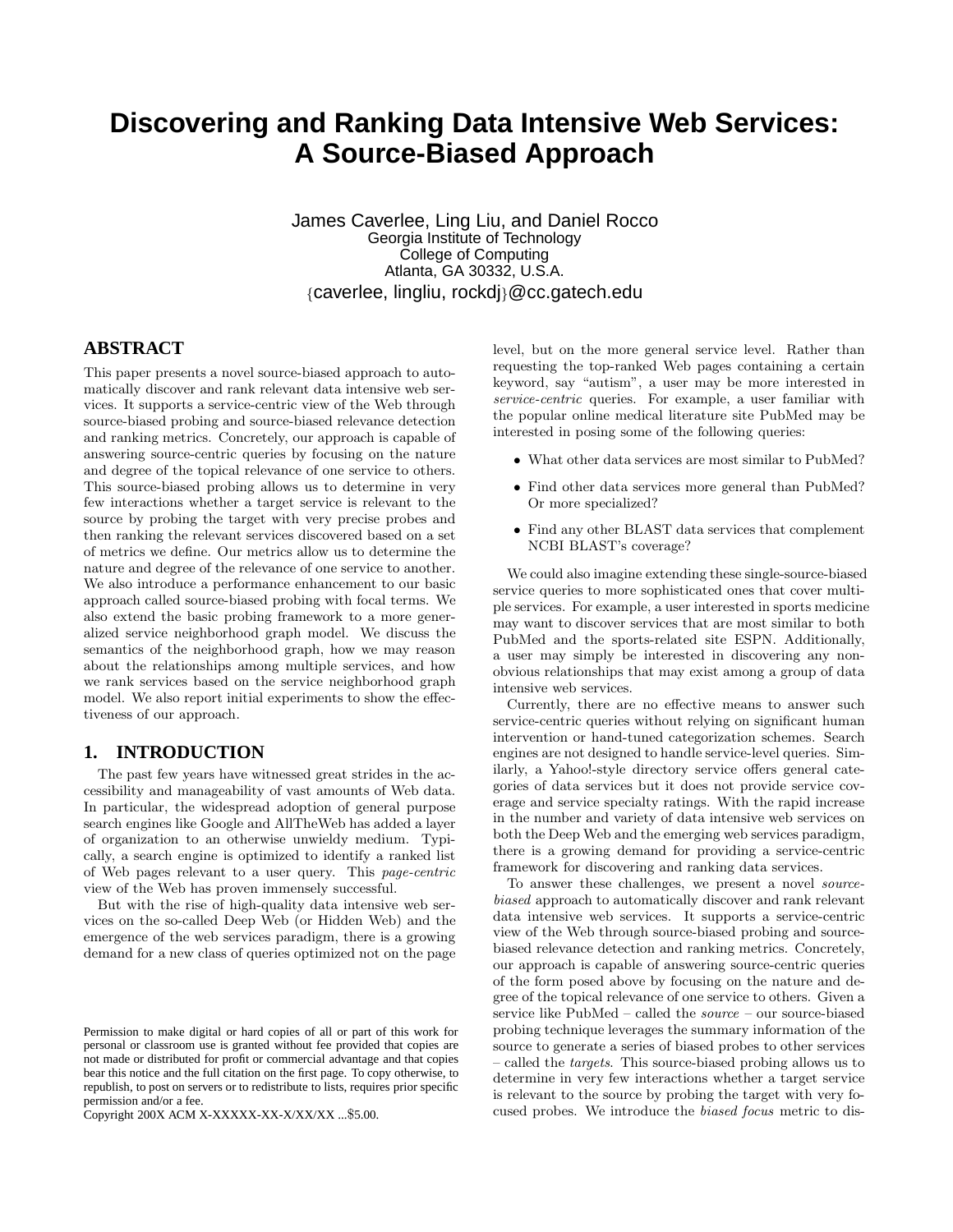# Discovering and Ranking Data Intensive Web Services: A Source-Biased Approach

James Caverlee, Ling Liu, and Daniel Rocco
Georgia Institute of Technology
College of Computing
Atlanta, GA 30332, U.S.A.
{caverlee, lingliu, rockdj}@cc.gatech.edu

## ABSTRACT

This paper presents a novel source-biased approach to automatically discover and rank relevant data intensive web services. It supports a service-centric view of the Web through source-biased probing and source-biased relevance detection and ranking metrics. Concretely, our approach is capable of answering source-centric queries by focusing on the nature and degree of the topical relevance of one service to others. This source-biased probing allows us to determine in very few interactions whether a target service is relevant to the source by probing the target with very precise probes and then ranking the relevant services discovered based on a set of metrics we define. Our metrics allow us to determine the nature and degree of the relevance of one service to another. We also introduce a performance enhancement to our basic approach called source-biased probing with focal terms. We also extend the basic probing framework to a more generalized service neighborhood graph model. We discuss the semantics of the neighborhood graph, how we may reason about the relationships among multiple services, and how we rank services based on the service neighborhood graph model. We also report initial experiments to show the effectiveness of our approach.

## 1. INTRODUCTION

The past few years have witnessed great strides in the accessibility and manageability of vast amounts of Web data. In particular, the widespread adoption of general purpose search engines like Google and AllTheWeb has added a layer of organization to an otherwise unwieldy medium. Typically, a search engine is optimized to identify a ranked list of Web pages relevant to a user query. This *page-centric* view of the Web has proven immensely successful.

But with the rise of high-quality data intensive web services on the so-called Deep Web (or Hidden Web) and the emergence of the web services paradigm, there is a growing demand for a new class of queries optimized not on the page level, but on the more general service level. Rather than requesting the top-ranked Web pages containing a certain keyword, say "autism", a user may be more interested in *service-centric* queries. For example, a user familiar with the popular online medical literature site PubMed may be interested in posing some of the following queries:

- What other data services are most similar to PubMed?
- Find other data services more general than PubMed? Or more specialized?
- Find any other BLAST data services that complement NCBI BLAST's coverage?

We could also imagine extending these single-source-biased service queries to more sophisticated ones that cover multiple services. For example, a user interested in sports medicine may want to discover services that are most similar to both PubMed and the sports-related site ESPN. Additionally, a user may simply be interested in discovering any non-obvious relationships that may exist among a group of data intensive web services.

Currently, there are no effective means to answer such service-centric queries without relying on significant human intervention or hand-tuned categorization schemes. Search engines are not designed to handle service-level queries. Similarly, a Yahoo!-style directory service offers general categories of data services but it does not provide service coverage and service specialty ratings. With the rapid increase in the number and variety of data intensive web services on both the Deep Web and the emerging web services paradigm, there is a growing demand for providing a service-centric framework for discovering and ranking data services.

To answer these challenges, we present a novel *source-biased* approach to automatically discover and rank relevant data intensive web services. It supports a service-centric view of the Web through source-biased probing and source-biased relevance detection and ranking metrics. Concretely, our approach is capable of answering source-centric queries of the form posed above by focusing on the nature and degree of the topical relevance of one service to others. Given a service like PubMed – called the *source* – our source-biased probing technique leverages the summary information of the source to generate a series of biased probes to other services – called the *targets*. This source-biased probing allows us to determine in very few interactions whether a target service is relevant to the source by probing the target with very focused probes. We introduce the *biased focus* metric to dis-

Permission to make digital or hard copies of all or part of this work for personal or classroom use is granted without fee provided that copies are not made or distributed for profit or commercial advantage and that copies bear this notice and the full citation on the first page. To copy otherwise, to republish, to post on servers or to redistribute to lists, requires prior specific permission and/or a fee.
Copyright 200X ACM X-XXXXX-XX-X/XX/XX ...$5.00.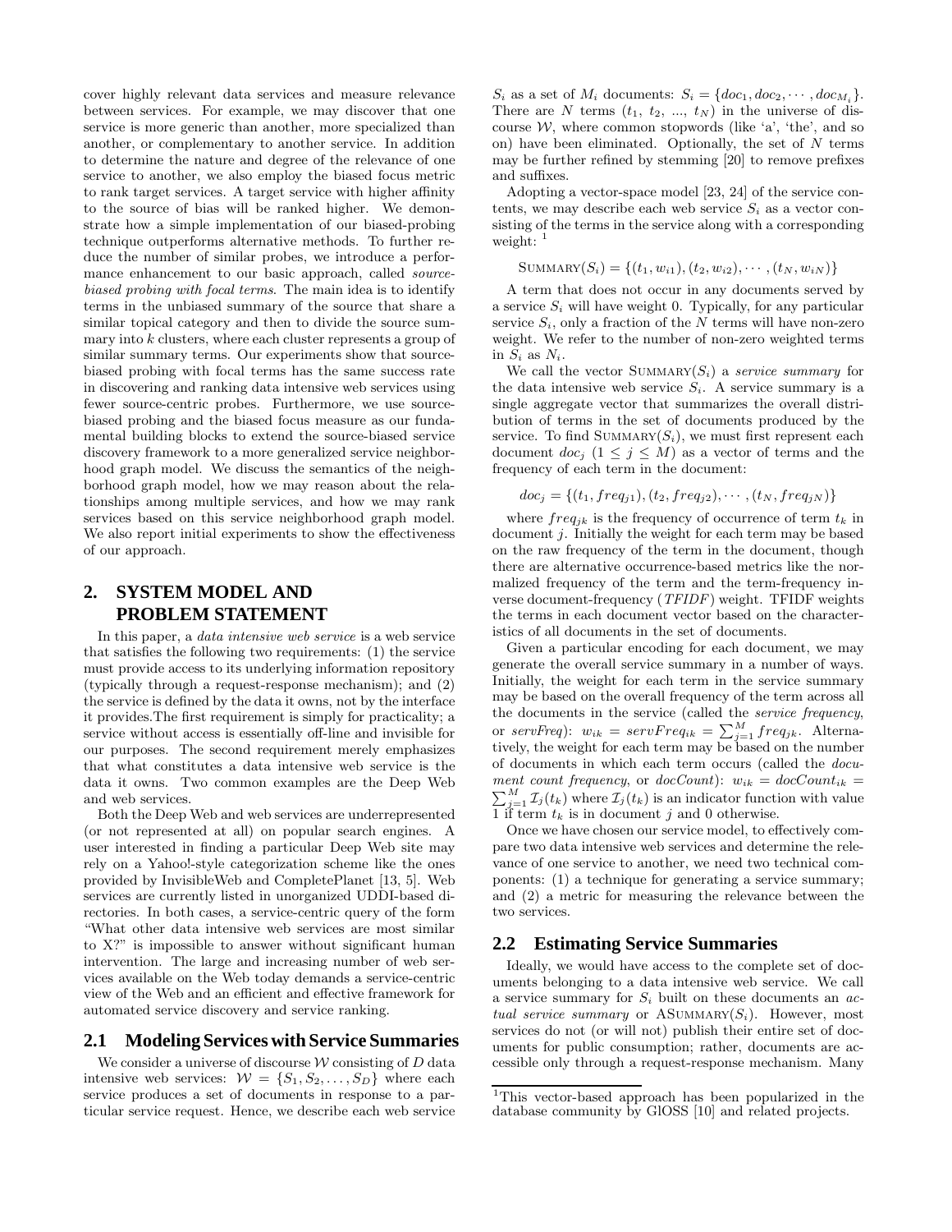cover highly relevant data services and measure relevance between services. For example, we may discover that one service is more generic than another, more specialized than another, or complementary to another service. In addition to determine the nature and degree of the relevance of one service to another, we also employ the biased focus metric to rank target services. A target service with higher affinity to the source of bias will be ranked higher. We demonstrate how a simple implementation of our biased-probing technique outperforms alternative methods. To further reduce the number of similar probes, we introduce a performance enhancement to our basic approach, called *source-biased probing with focal terms*. The main idea is to identify terms in the unbiased summary of the source that share a similar topical category and then to divide the source summary into $k$ clusters, where each cluster represents a group of similar summary terms. Our experiments show that source-biased probing with focal terms has the same success rate in discovering and ranking data intensive web services using fewer source-centric probes. Furthermore, we use source-biased probing and the biased focus measure as our fundamental building blocks to extend the source-biased service discovery framework to a more generalized service neighborhood graph model. We discuss the semantics of the neighborhood graph model, how we may reason about the relationships among multiple services, and how we may rank services based on this service neighborhood graph model. We also report initial experiments to show the effectiveness of our approach.

## 2. SYSTEM MODEL AND PROBLEM STATEMENT

In this paper, a *data intensive web service* is a web service that satisfies the following two requirements: (1) the service must provide access to its underlying information repository (typically through a request-response mechanism); and (2) the service is defined by the data it owns, not by the interface it provides.The first requirement is simply for practicality; a service without access is essentially off-line and invisible for our purposes. The second requirement merely emphasizes that what constitutes a data intensive web service is the data it owns. Two common examples are the Deep Web and web services.

Both the Deep Web and web services are underrepresented (or not represented at all) on popular search engines. A user interested in finding a particular Deep Web site may rely on a Yahoo!-style categorization scheme like the ones provided by InvisibleWeb and CompletePlanet [13, 5]. Web services are currently listed in unorganized UDDI-based directories. In both cases, a service-centric query of the form "What other data intensive web services are most similar to X?" is impossible to answer without significant human intervention. The large and increasing number of web services available on the Web today demands a service-centric view of the Web and an efficient and effective framework for automated service discovery and service ranking.

### 2.1 Modeling Services with Service Summaries

We consider a universe of discourse $\mathcal{W}$ consisting of $D$ data intensive web services: $\mathcal{W} = \{S_1, S_2, \ldots, S_D\}$ where each service produces a set of documents in response to a particular service request. Hence, we describe each web service $S_i$ as a set of $M_i$ documents: $S_i = \{doc_1, doc_2, \cdots, doc_{M_i}\}$. There are $N$ terms ($t_1$, $t_2$, ..., $t_N$) in the universe of discourse $\mathcal{W}$, where common stopwords (like 'a', 'the', and so on) have been eliminated. Optionally, the set of $N$ terms may be further refined by stemming [20] to remove prefixes and suffixes.

Adopting a vector-space model [23, 24] of the service contents, we may describe each web service $S_i$ as a vector consisting of the terms in the service along with a corresponding weight: [1]

$$\textsc{Summary}(S_i) = \{(t_1, w_{i1}), (t_2, w_{i2}), \cdots, (t_N, w_{iN})\}$$

A term that does not occur in any documents served by a service $S_i$ will have weight 0. Typically, for any particular service $S_i$, only a fraction of the $N$ terms will have non-zero weight. We refer to the number of non-zero weighted terms in $S_i$ as $N_i$.

We call the vector $\textsc{Summary}(S_i)$ a *service summary* for the data intensive web service $S_i$. A service summary is a single aggregate vector that summarizes the overall distribution of terms in the set of documents produced by the service. To find $\textsc{Summary}(S_i)$, we must first represent each document $doc_j$ ($1 \leq j \leq M$) as a vector of terms and the frequency of each term in the document:

$$doc_j = \{(t_1, freq_{j1}), (t_2, freq_{j2}), \cdots, (t_N, freq_{jN})\}$$

where $freq_{jk}$ is the frequency of occurrence of term $t_k$ in document $j$. Initially the weight for each term may be based on the raw frequency of the term in the document, though there are alternative occurrence-based metrics like the normalized frequency of the term and the term-frequency inverse document-frequency (*TFIDF*) weight. TFIDF weights the terms in each document vector based on the characteristics of all documents in the set of documents.

Given a particular encoding for each document, we may generate the overall service summary in a number of ways. Initially, the weight for each term in the service summary may be based on the overall frequency of the term across all the documents in the service (called the *service frequency*, or *servFreq*): $w_{ik} = servFreq_{ik} = \sum_{j=1}^{M} freq_{jk}$. Alternatively, the weight for each term may be based on the number of documents in which each term occurs (called the *document count frequency*, or *docCount*): $w_{ik} = docCount_{ik} = \sum_{j=1}^{M} \mathcal{I}_j(t_k)$ where $\mathcal{I}_j(t_k)$ is an indicator function with value 1 if term $t_k$ is in document $j$ and 0 otherwise.

Once we have chosen our service model, to effectively compare two data intensive web services and determine the relevance of one service to another, we need two technical components: (1) a technique for generating a service summary; and (2) a metric for measuring the relevance between the two services.

### 2.2 Estimating Service Summaries

Ideally, we would have access to the complete set of documents belonging to a data intensive web service. We call a service summary for $S_i$ built on these documents an *actual service summary* or $\textsc{ASummary}(S_i)$. However, most services do not (or will not) publish their entire set of documents for public consumption; rather, documents are accessible only through a request-response mechanism. Many

[1] This vector-based approach has been popularized in the database community by GlOSS [10] and related projects.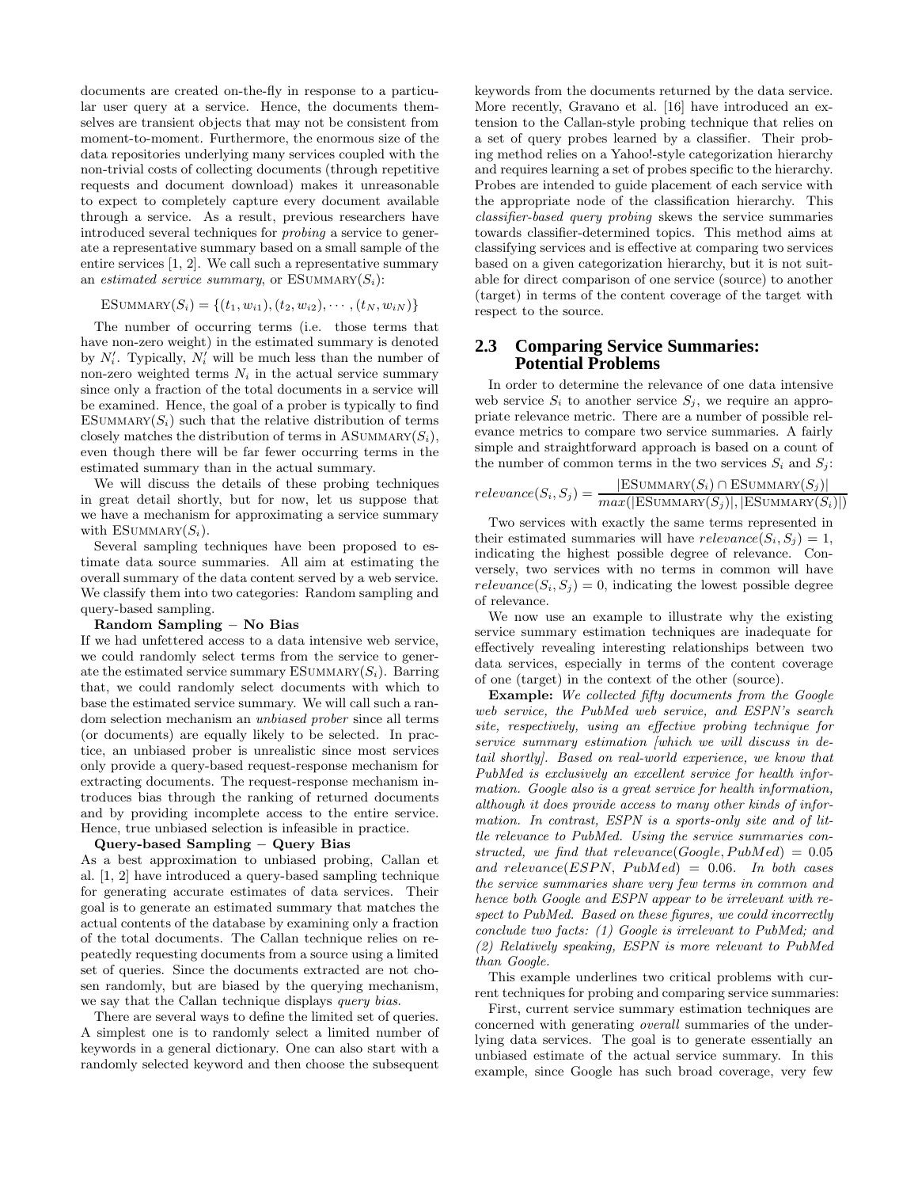documents are created on-the-fly in response to a particular user query at a service. Hence, the documents themselves are transient objects that may not be consistent from moment-to-moment. Furthermore, the enormous size of the data repositories underlying many services coupled with the non-trivial costs of collecting documents (through repetitive requests and document download) makes it unreasonable to expect to completely capture every document available through a service. As a result, previous researchers have introduced several techniques for *probing* a service to generate a representative summary based on a small sample of the entire services [1, 2]. We call such a representative summary an *estimated service summary*, or $\text{ESummary}(S_i)$:

$$\text{ESummary}(S_i) = \{(t_1, w_{i1}), (t_2, w_{i2}), \cdots, (t_N, w_{iN})\}$$

The number of occurring terms (i.e. those terms that have non-zero weight) in the estimated summary is denoted by $N_i'$. Typically, $N_i'$ will be much less than the number of non-zero weighted terms $N_i$ in the actual service summary since only a fraction of the total documents in a service will be examined. Hence, the goal of a prober is typically to find $\text{ESummary}(S_i)$ such that the relative distribution of terms closely matches the distribution of terms in $\text{ASummary}(S_i)$, even though there will be far fewer occurring terms in the estimated summary than in the actual summary.

We will discuss the details of these probing techniques in great detail shortly, but for now, let us suppose that we have a mechanism for approximating a service summary with $\text{ESummary}(S_i)$.

Several sampling techniques have been proposed to estimate data source summaries. All aim at estimating the overall summary of the data content served by a web service. We classify them into two categories: Random sampling and query-based sampling.

**Random Sampling – No Bias**
If we had unfettered access to a data intensive web service, we could randomly select terms from the service to generate the estimated service summary $\text{ESummary}(S_i)$. Barring that, we could randomly select documents with which to base the estimated service summary. We will call such a random selection mechanism an *unbiased prober* since all terms (or documents) are equally likely to be selected. In practice, an unbiased prober is unrealistic since most services only provide a query-based request-response mechanism for extracting documents. The request-response mechanism introduces bias through the ranking of returned documents and by providing incomplete access to the entire service. Hence, true unbiased selection is infeasible in practice.

**Query-based Sampling – Query Bias**
As a best approximation to unbiased probing, Callan et al. [1, 2] have introduced a query-based sampling technique for generating accurate estimates of data services. Their goal is to generate an estimated summary that matches the actual contents of the database by examining only a fraction of the total documents. The Callan technique relies on repeatedly requesting documents from a source using a limited set of queries. Since the documents extracted are not chosen randomly, but are biased by the querying mechanism, we say that the Callan technique displays *query bias*.

There are several ways to define the limited set of queries. A simplest one is to randomly select a limited number of keywords in a general dictionary. One can also start with a randomly selected keyword and then choose the subsequent keywords from the documents returned by the data service. More recently, Gravano et al. [16] have introduced an extension to the Callan-style probing technique that relies on a set of query probes learned by a classifier. Their probing method relies on a Yahoo!-style categorization hierarchy and requires learning a set of probes specific to the hierarchy. Probes are intended to guide placement of each service with the appropriate node of the classification hierarchy. This *classifier-based query probing* skews the service summaries towards classifier-determined topics. This method aims at classifying services and is effective at comparing two services based on a given categorization hierarchy, but it is not suitable for direct comparison of one service (source) to another (target) in terms of the content coverage of the target with respect to the source.

## 2.3 Comparing Service Summaries: Potential Problems

In order to determine the relevance of one data intensive web service $S_i$ to another service $S_j$, we require an appropriate relevance metric. There are a number of possible relevance metrics to compare two service summaries. A fairly simple and straightforward approach is based on a count of the number of common terms in the two services $S_i$ and $S_j$:

$$relevance(S_i, S_j) = \frac{|\text{ESummary}(S_i) \cap \text{ESummary}(S_j)|}{max(|\text{ESummary}(S_j)|, |\text{ESummary}(S_i)|)}$$

Two services with exactly the same terms represented in their estimated summaries will have $relevance(S_i, S_j) = 1$, indicating the highest possible degree of relevance. Conversely, two services with no terms in common will have $relevance(S_i, S_j) = 0$, indicating the lowest possible degree of relevance.

We now use an example to illustrate why the existing service summary estimation techniques are inadequate for effectively revealing interesting relationships between two data services, especially in terms of the content coverage of one (target) in the context of the other (source).

**Example:** *We collected fifty documents from the Google web service, the PubMed web service, and ESPN's search site, respectively, using an effective probing technique for service summary estimation [which we will discuss in detail shortly]. Based on real-world experience, we know that PubMed is exclusively an excellent service for health information. Google also is a great service for health information, although it does provide access to many other kinds of information. In contrast, ESPN is a sports-only site and of little relevance to PubMed. Using the service summaries constructed, we find that $relevance(Google, PubMed) = 0.05$ and $relevance(ESPN, PubMed) = 0.06$. In both cases the service summaries share very few terms in common and hence both Google and ESPN appear to be irrelevant with respect to PubMed. Based on these figures, we could incorrectly conclude two facts: (1) Google is irrelevant to PubMed; and (2) Relatively speaking, ESPN is more relevant to PubMed than Google.*

This example underlines two critical problems with current techniques for probing and comparing service summaries:

First, current service summary estimation techniques are concerned with generating *overall* summaries of the underlying data services. The goal is to generate essentially an unbiased estimate of the actual service summary. In this example, since Google has such broad coverage, very few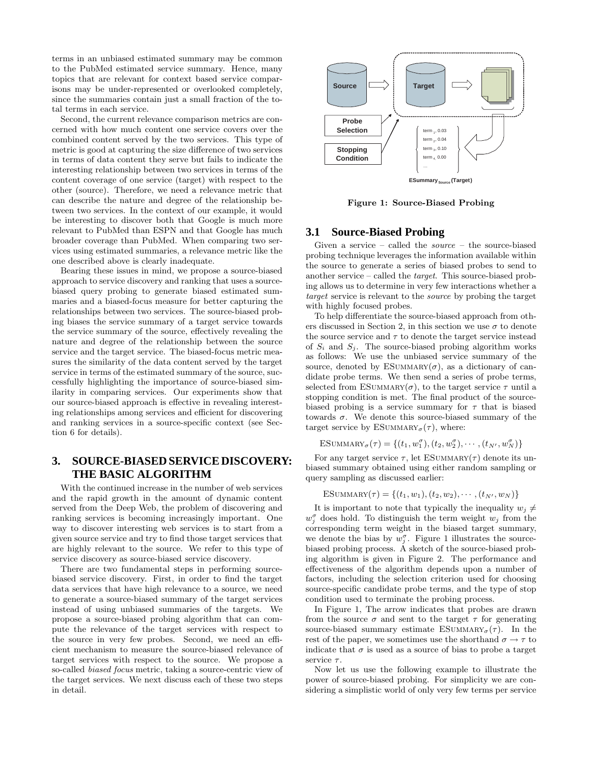terms in an unbiased estimated summary may be common to the PubMed estimated service summary. Hence, many topics that are relevant for context based service comparisons may be under-represented or overlooked completely, since the summaries contain just a small fraction of the total terms in each service.

Second, the current relevance comparison metrics are concerned with how much content one service covers over the combined content served by the two services. This type of metric is good at capturing the size difference of two services in terms of data content they serve but fails to indicate the interesting relationship between two services in terms of the content coverage of one service (target) with respect to the other (source). Therefore, we need a relevance metric that can describe the nature and degree of the relationship between two services. In the context of our example, it would be interesting to discover both that Google is much more relevant to PubMed than ESPN and that Google has much broader coverage than PubMed. When comparing two services using estimated summaries, a relevance metric like the one described above is clearly inadequate.

Bearing these issues in mind, we propose a source-biased approach to service discovery and ranking that uses a source-biased query probing to generate biased estimated summaries and a biased-focus measure for better capturing the relationships between two services. The source-biased probing biases the service summary of a target service towards the service summary of the source, effectively revealing the nature and degree of the relationship between the source service and the target service. The biased-focus metric measures the similarity of the data content served by the target service in terms of the estimated summary of the source, successfully highlighting the importance of source-biased similarity in comparing services. Our experiments show that our source-biased approach is effective in revealing interesting relationships among services and efficient for discovering and ranking services in a source-specific context (see Section 6 for details).

# 3. SOURCE-BIASED SERVICE DISCOVERY: THE BASIC ALGORITHM

With the continued increase in the number of web services and the rapid growth in the amount of dynamic content served from the Deep Web, the problem of discovering and ranking services is becoming increasingly important. One way to discover interesting web services is to start from a given source service and try to find those target services that are highly relevant to the source. We refer to this type of service discovery as source-biased service discovery.

There are two fundamental steps in performing source-biased service discovery. First, in order to find the target data services that have high relevance to a source, we need to generate a source-biased summary of the target services instead of using unbiased summaries of the targets. We propose a source-biased probing algorithm that can compute the relevance of the target services with respect to the source in very few probes. Second, we need an efficient mechanism to measure the source-biased relevance of target services with respect to the source. We propose a so-called *biased focus* metric, taking a source-centric view of the target services. We next discuss each of these two steps in detail.

Source | Target | Probe Selection | Stopping Condition | term 1, 0.03 | term 2, 0.04 | term 3, 0.10 | term 4, 0.00 | ... | ESummary Source (Target)

**Figure 1: Source-Biased Probing**

## 3.1 Source-Biased Probing

Given a service – called the *source* – the source-biased probing technique leverages the information available within the source to generate a series of biased probes to send to another service – called the *target*. This source-biased probing allows us to determine in very few interactions whether a *target* service is relevant to the *source* by probing the target with highly focused probes.

To help differentiate the source-biased approach from others discussed in Section 2, in this section we use $\sigma$ to denote the source service and $\tau$ to denote the target service instead of $S_i$ and $S_j$. The source-biased probing algorithm works as follows: We use the unbiased service summary of the source, denoted by $\text{ESUMMARY}(\sigma)$, as a dictionary of candidate probe terms. We then send a series of probe terms, selected from $\text{ESUMMARY}(\sigma)$, to the target service $\tau$ until a stopping condition is met. The final product of the source-biased probing is a service summary for $\tau$ that is biased towards $\sigma$. We denote this source-biased summary of the target service by $\text{ESUMMARY}_\sigma(\tau)$, where:

$$\text{ESUMMARY}_\sigma(\tau) = \{(t_1, w_1^\sigma), (t_2, w_2^\sigma), \cdots, (t_{N'}, w_N^\sigma)\}$$

For any target service $\tau$, let $\text{ESUMMARY}(\tau)$ denote its unbiased summary obtained using either random sampling or query sampling as discussed earlier:

$$\text{ESUMMARY}(\tau) = \{(t_1, w_1), (t_2, w_2), \cdots, (t_{N'}, w_N)\}$$

It is important to note that typically the inequality $w_j \neq w_j^\sigma$ does hold. To distinguish the term weight $w_j$ from the corresponding term weight in the biased target summary, we denote the bias by $w_j^\sigma$. Figure 1 illustrates the source-biased probing process. A sketch of the source-biased probing algorithm is given in Figure 2. The performance and effectiveness of the algorithm depends upon a number of factors, including the selection criterion used for choosing source-specific candidate probe terms, and the type of stop condition used to terminate the probing process.

In Figure 1, The arrow indicates that probes are drawn from the source $\sigma$ and sent to the target $\tau$ for generating source-biased summary estimate $\text{ESUMMARY}_\sigma(\tau)$. In the rest of the paper, we sometimes use the shorthand $\sigma \rightarrow \tau$ to indicate that $\sigma$ is used as a source of bias to probe a target service $\tau$.

Now let us use the following example to illustrate the power of source-biased probing. For simplicity we are considering a simplistic world of only very few terms per service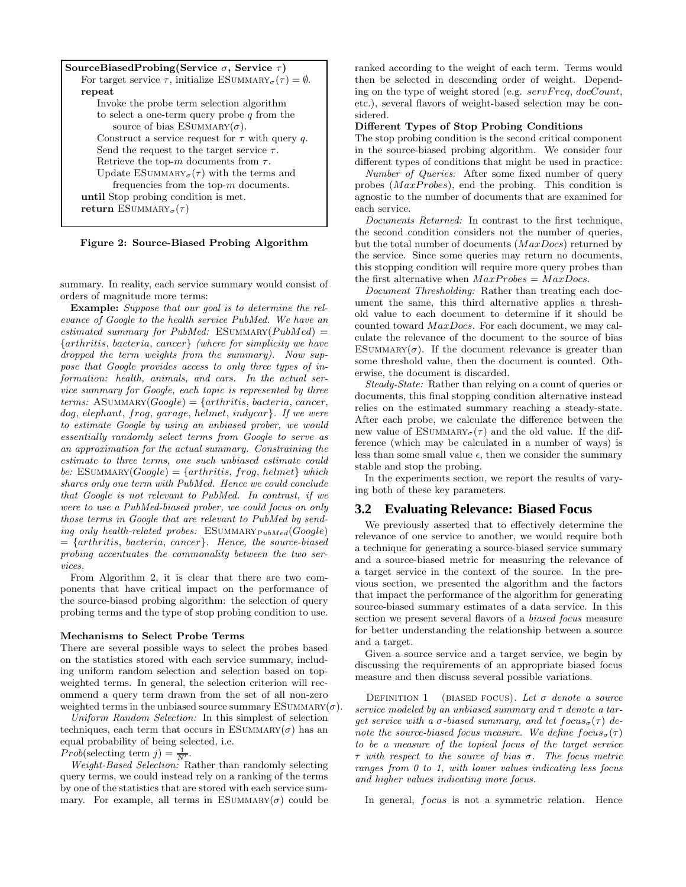```
SourceBiasedProbing(Service σ, Service τ)
  For target service τ, initialize ESummary_σ(τ) = ∅.
  repeat
    Invoke the probe term selection algorithm
    to select a one-term query probe q from the
      source of bias ESummary(σ).
    Construct a service request for τ with query q.
    Send the request to the target service τ.
    Retrieve the top-m documents from τ.
    Update ESummary_σ(τ) with the terms and
      frequencies from the top-m documents.
  until Stop probing condition is met.
  return ESummary_σ(τ)
```

**Figure 2: Source-Biased Probing Algorithm**

summary. In reality, each service summary would consist of orders of magnitude more terms:

**Example:** *Suppose that our goal is to determine the relevance of Google to the health service PubMed. We have an estimated summary for PubMed:* $\text{ESummary}(PubMed) = \{arthritis, bacteria, cancer\}$ *(where for simplicity we have dropped the term weights from the summary). Now suppose that Google provides access to only three types of information: health, animals, and cars. In the actual service summary for Google, each topic is represented by three terms:* $\text{ASummary}(Google) = \{arthritis, bacteria, cancer, dog, elephant, frog, garage, helmet, indycar\}$*. If we were to estimate Google by using an unbiased prober, we would essentially randomly select terms from Google to serve as an approximation for the actual summary. Constraining the estimate to three terms, one such unbiased estimate could be:* $\text{ESummary}(Google) = \{arthritis, frog, helmet\}$ *which shares only one term with PubMed. Hence we could conclude that Google is not relevant to PubMed. In contrast, if we were to use a PubMed-biased prober, we could focus on only those terms in Google that are relevant to PubMed by sending only health-related probes:* $\text{ESummary}_{PubMed}(Google) = \{arthritis, bacteria, cancer\}$*. Hence, the source-biased probing accentuates the commonality between the two services.*

From Algorithm 2, it is clear that there are two components that have critical impact on the performance of the source-biased probing algorithm: the selection of query probing terms and the type of stop probing condition to use.

**Mechanisms to Select Probe Terms**

There are several possible ways to select the probes based on the statistics stored with each service summary, including uniform random selection and selection based on top-weighted terms. In general, the selection criterion will recommend a query term drawn from the set of all non-zero weighted terms in the unbiased source summary $\text{ESummary}(\sigma)$.

*Uniform Random Selection:* In this simplest of selection techniques, each term that occurs in $\text{ESummary}(\sigma)$ has an equal probability of being selected, i.e. $Prob(\text{selecting term } j) = \frac{1}{N'}$.

*Weight-Based Selection:* Rather than randomly selecting query terms, we could instead rely on a ranking of the terms by one of the statistics that are stored with each service summary. For example, all terms in $\text{ESummary}(\sigma)$ could be ranked according to the weight of each term. Terms would then be selected in descending order of weight. Depending on the type of weight stored (e.g. $servFreq$, $docCount$, etc.), several flavors of weight-based selection may be considered.

**Different Types of Stop Probing Conditions**

The stop probing condition is the second critical component in the source-biased probing algorithm. We consider four different types of conditions that might be used in practice:

*Number of Queries:* After some fixed number of query probes ($MaxProbes$), end the probing. This condition is agnostic to the number of documents that are examined for each service.

*Documents Returned:* In contrast to the first technique, the second condition considers not the number of queries, but the total number of documents ($MaxDocs$) returned by the service. Since some queries may return no documents, this stopping condition will require more query probes than the first alternative when $MaxProbes = MaxDocs$.

*Document Thresholding:* Rather than treating each document the same, this third alternative applies a threshold value to each document to determine if it should be counted toward $MaxDocs$. For each document, we may calculate the relevance of the document to the source of bias $\text{ESummary}(\sigma)$. If the document relevance is greater than some threshold value, then the document is counted. Otherwise, the document is discarded.

*Steady-State:* Rather than relying on a count of queries or documents, this final stopping condition alternative instead relies on the estimated summary reaching a steady-state. After each probe, we calculate the difference between the new value of $\text{ESummary}_\sigma(\tau)$ and the old value. If the difference (which may be calculated in a number of ways) is less than some small value $\epsilon$, then we consider the summary stable and stop the probing.

In the experiments section, we report the results of varying both of these key parameters.

## 3.2 Evaluating Relevance: Biased Focus

We previously asserted that to effectively determine the relevance of one service to another, we would require both a technique for generating a source-biased service summary and a source-biased metric for measuring the relevance of a target service in the context of the source. In the previous section, we presented the algorithm and the factors that impact the performance of the algorithm for generating source-biased summary estimates of a data service. In this section we present several flavors of a *biased focus* measure for better understanding the relationship between a source and a target.

Given a source service and a target service, we begin by discussing the requirements of an appropriate biased focus measure and then discuss several possible variations.

Definition 1 (biased focus). *Let $\sigma$ denote a source service modeled by an unbiased summary and $\tau$ denote a target service with a $\sigma$-biased summary, and let $focus_\sigma(\tau)$ denote the source-biased focus measure. We define $focus_\sigma(\tau)$ to be a measure of the topical focus of the target service $\tau$ with respect to the source of bias $\sigma$. The focus metric ranges from 0 to 1, with lower values indicating less focus and higher values indicating more focus.*

In general, $focus$ is not a symmetric relation. Hence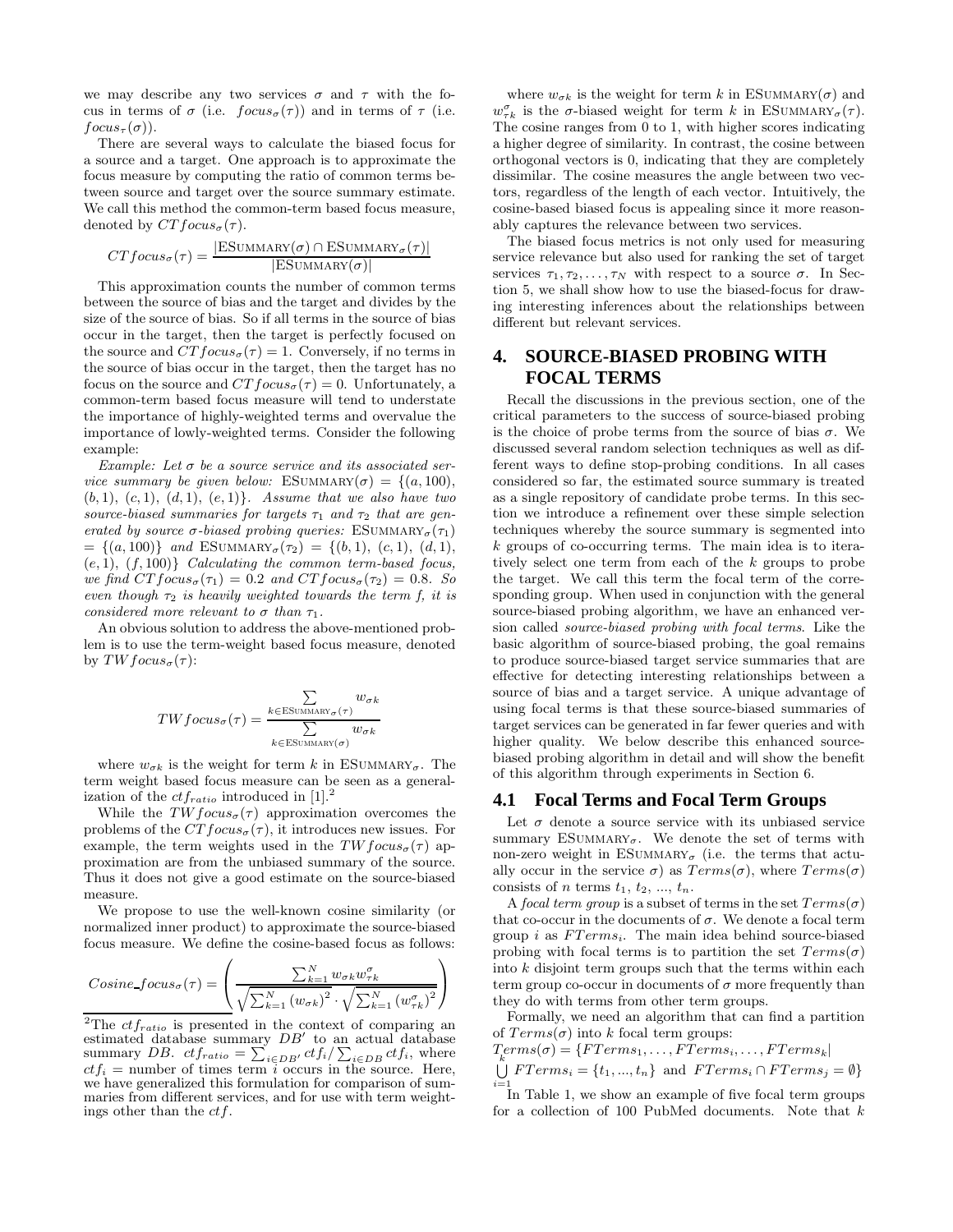we may describe any two services $\sigma$ and $\tau$ with the focus in terms of $\sigma$ (i.e. $focus_\sigma(\tau)$) and in terms of $\tau$ (i.e. $focus_\tau(\sigma)$).

There are several ways to calculate the biased focus for a source and a target. One approach is to approximate the focus measure by computing the ratio of common terms between source and target over the source summary estimate. We call this method the common-term based focus measure, denoted by $CTfocus_\sigma(\tau)$.

$$CTfocus_\sigma(\tau) = \frac{|\text{ESUMMARY}(\sigma) \cap \text{ESUMMARY}_\sigma(\tau)|}{|\text{ESUMMARY}(\sigma)|}$$

This approximation counts the number of common terms between the source of bias and the target and divides by the size of the source of bias. So if all terms in the source of bias occur in the target, then the target is perfectly focused on the source and $CTfocus_\sigma(\tau) = 1$. Conversely, if no terms in the source of bias occur in the target, then the target has no focus on the source and $CTfocus_\sigma(\tau) = 0$. Unfortunately, a common-term based focus measure will tend to understate the importance of highly-weighted terms and overvalue the importance of lowly-weighted terms. Consider the following example:

*Example: Let $\sigma$ be a source service and its associated service summary be given below:* ESUMMARY$(\sigma) = \{(a, 100),$ $(b, 1), (c, 1), (d, 1), (e, 1)\}$. *Assume that we also have two source-biased summaries for targets $\tau_1$ and $\tau_2$ that are generated by source $\sigma$-biased probing queries:* ESUMMARY$_\sigma(\tau_1)$ $= \{(a, 100)\}$ *and* ESUMMARY$_\sigma(\tau_2) = \{(b, 1), (c, 1), (d, 1),$ $(e, 1), (f, 100)\}$ *Calculating the common term-based focus, we find $CTfocus_\sigma(\tau_1) = 0.2$ and $CTfocus_\sigma(\tau_2) = 0.8$. So even though $\tau_2$ is heavily weighted towards the term f, it is considered more relevant to $\sigma$ than $\tau_1$.*

An obvious solution to address the above-mentioned problem is to use the term-weight based focus measure, denoted by $TWfocus_\sigma(\tau)$:

$$TWfocus_\sigma(\tau) = \frac{\sum\limits_{k \in \text{ESUMMARY}_\sigma(\tau)} w_{\sigma k}}{\sum\limits_{k \in \text{ESUMMARY}(\sigma)} w_{\sigma k}}$$

where $w_{\sigma k}$ is the weight for term $k$ in ESUMMARY$_\sigma$. The term weight based focus measure can be seen as a generalization of the $ctf_{ratio}$ introduced in [1].[2]

While the $TWfocus_\sigma(\tau)$ approximation overcomes the problems of the $CTfocus_\sigma(\tau)$, it introduces new issues. For example, the term weights used in the $TWfocus_\sigma(\tau)$ approximation are from the unbiased summary of the source. Thus it does not give a good estimate on the source-biased measure.

We propose to use the well-known cosine similarity (or normalized inner product) to approximate the source-biased focus measure. We define the cosine-based focus as follows:

$$Cosine\_focus_\sigma(\tau) = \left( \frac{\sum_{k=1}^{N} w_{\sigma k} w^{\sigma}_{\tau k}}{\sqrt{\sum_{k=1}^{N} (w_{\sigma k})^2} \cdot \sqrt{\sum_{k=1}^{N} (w^{\sigma}_{\tau k})^2}} \right)$$

where $w_{\sigma k}$ is the weight for term $k$ in ESUMMARY$(\sigma)$ and $w^{\sigma}_{\tau k}$ is the $\sigma$-biased weight for term $k$ in ESUMMARY$_\sigma(\tau)$. The cosine ranges from 0 to 1, with higher scores indicating a higher degree of similarity. In contrast, the cosine between orthogonal vectors is 0, indicating that they are completely dissimilar. The cosine measures the angle between two vectors, regardless of the length of each vector. Intuitively, the cosine-based biased focus is appealing since it more reasonably captures the relevance between two services.

The biased focus metrics is not only used for measuring service relevance but also used for ranking the set of target services $\tau_1, \tau_2, \ldots, \tau_N$ with respect to a source $\sigma$. In Section 5, we shall show how to use the biased-focus for drawing interesting inferences about the relationships between different but relevant services.

## 4. SOURCE-BIASED PROBING WITH FOCAL TERMS

Recall the discussions in the previous section, one of the critical parameters to the success of source-biased probing is the choice of probe terms from the source of bias $\sigma$. We discussed several random selection techniques as well as different ways to define stop-probing conditions. In all cases considered so far, the estimated source summary is treated as a single repository of candidate probe terms. In this section we introduce a refinement over these simple selection techniques whereby the source summary is segmented into $k$ groups of co-occurring terms. The main idea is to iteratively select one term from each of the $k$ groups to probe the target. We call this term the focal term of the corresponding group. When used in conjunction with the general source-biased probing algorithm, we have an enhanced version called *source-biased probing with focal terms*. Like the basic algorithm of source-biased probing, the goal remains to produce source-biased target service summaries that are effective for detecting interesting relationships between a source of bias and a target service. A unique advantage of using focal terms is that these source-biased summaries of target services can be generated in far fewer queries and with higher quality. We below describe this enhanced source-biased probing algorithm in detail and will show the benefit of this algorithm through experiments in Section 6.

### 4.1 Focal Terms and Focal Term Groups

Let $\sigma$ denote a source service with its unbiased service summary ESUMMARY$_\sigma$. We denote the set of terms with non-zero weight in ESUMMARY$_\sigma$ (i.e. the terms that actually occur in the service $\sigma$) as $Terms(\sigma)$, where $Terms(\sigma)$ consists of $n$ terms $t_1, t_2, ..., t_n$.

A *focal term group* is a subset of terms in the set $Terms(\sigma)$ that co-occur in the documents of $\sigma$. We denote a focal term group $i$ as $FTerms_i$. The main idea behind source-biased probing with focal terms is to partition the set $Terms(\sigma)$ into $k$ disjoint term groups such that the terms within each term group co-occur in documents of $\sigma$ more frequently than they do with terms from other term groups.

Formally, we need an algorithm that can find a partition of $Terms(\sigma)$ into $k$ focal term groups:

$Terms(\sigma) = \{FTerms_1, \ldots, FTerms_i, \ldots, FTerms_k |$ $\bigcup_{i=1}^{k} FTerms_i = \{t_1, ..., t_n\}$ and $FTerms_i \cap FTerms_j = \emptyset\}$

In Table 1, we show an example of five focal term groups for a collection of 100 PubMed documents. Note that $k$

---

[2] The $ctf_{ratio}$ is presented in the context of comparing an estimated database summary $DB'$ to an actual database summary $DB$. $ctf_{ratio} = \sum_{i \in DB'} ctf_i / \sum_{i \in DB} ctf_i$, where $ctf_i$ = number of times term $i$ occurs in the source. Here, we have generalized this formulation for comparison of summaries from different services, and for use with term weightings other than the $ctf$.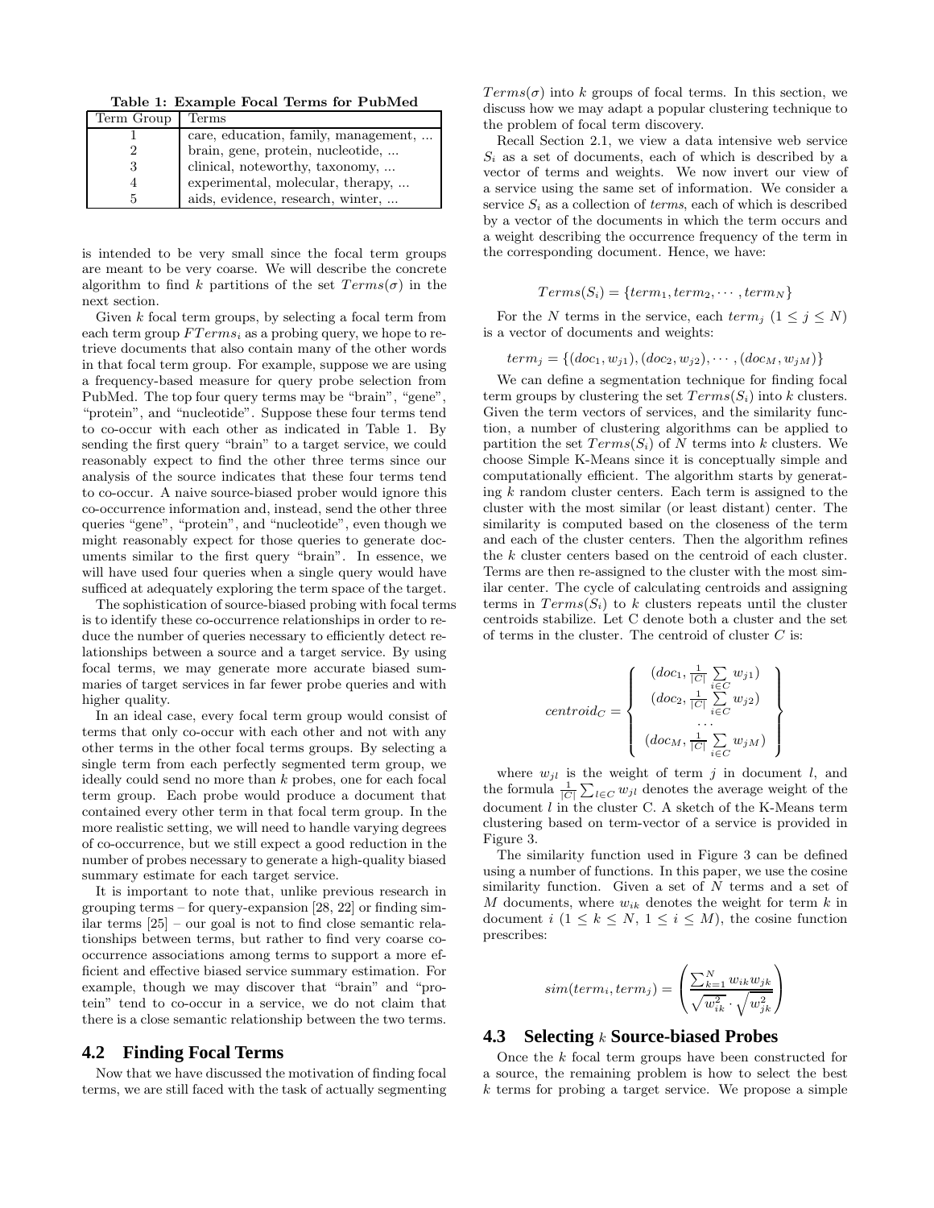**Table 1: Example Focal Terms for PubMed**

| Term Group | Terms |
|---|---|
| 1 | care, education, family, management, ... |
| 2 | brain, gene, protein, nucleotide, ... |
| 3 | clinical, noteworthy, taxonomy, ... |
| 4 | experimental, molecular, therapy, ... |
| 5 | aids, evidence, research, winter, ... |

is intended to be very small since the focal term groups are meant to be very coarse. We will describe the concrete algorithm to find $k$ partitions of the set $Terms(\sigma)$ in the next section.

Given $k$ focal term groups, by selecting a focal term from each term group $FTerms_i$ as a probing query, we hope to retrieve documents that also contain many of the other words in that focal term group. For example, suppose we are using a frequency-based measure for query probe selection from PubMed. The top four query terms may be "brain", "gene", "protein", and "nucleotide". Suppose these four terms tend to co-occur with each other as indicated in Table 1. By sending the first query "brain" to a target service, we could reasonably expect to find the other three terms since our analysis of the source indicates that these four terms tend to co-occur. A naive source-biased prober would ignore this co-occurrence information and, instead, send the other three queries "gene", "protein", and "nucleotide", even though we might reasonably expect for those queries to generate documents similar to the first query "brain". In essence, we will have used four queries when a single query would have sufficed at adequately exploring the term space of the target.

The sophistication of source-biased probing with focal terms is to identify these co-occurrence relationships in order to reduce the number of queries necessary to efficiently detect relationships between a source and a target service. By using focal terms, we may generate more accurate biased summaries of target services in far fewer probe queries and with higher quality.

In an ideal case, every focal term group would consist of terms that only co-occur with each other and not with any other terms in the other focal terms groups. By selecting a single term from each perfectly segmented term group, we ideally could send no more than $k$ probes, one for each focal term group. Each probe would produce a document that contained every other term in that focal term group. In the more realistic setting, we will need to handle varying degrees of co-occurrence, but we still expect a good reduction in the number of probes necessary to generate a high-quality biased summary estimate for each target service.

It is important to note that, unlike previous research in grouping terms – for query-expansion [28, 22] or finding similar terms [25] – our goal is not to find close semantic relationships between terms, but rather to find very coarse co-occurrence associations among terms to support a more efficient and effective biased service summary estimation. For example, though we may discover that "brain" and "protein" tend to co-occur in a service, we do not claim that there is a close semantic relationship between the two terms.

## 4.2 Finding Focal Terms

Now that we have discussed the motivation of finding focal terms, we are still faced with the task of actually segmenting $Terms(\sigma)$ into $k$ groups of focal terms. In this section, we discuss how we may adapt a popular clustering technique to the problem of focal term discovery.

Recall Section 2.1, we view a data intensive web service $S_i$ as a set of documents, each of which is described by a vector of terms and weights. We now invert our view of a service using the same set of information. We consider a service $S_i$ as a collection of *terms*, each of which is described by a vector of the documents in which the term occurs and a weight describing the occurrence frequency of the term in the corresponding document. Hence, we have:

$$Terms(S_i) = \{term_1, term_2, \cdots, term_N\}$$

For the $N$ terms in the service, each $term_j$ ($1 \leq j \leq N$) is a vector of documents and weights:

$$term_j = \{(doc_1, w_{j1}), (doc_2, w_{j2}), \cdots, (doc_M, w_{jM})\}$$

We can define a segmentation technique for finding focal term groups by clustering the set $Terms(S_i)$ into $k$ clusters. Given the term vectors of services, and the similarity function, a number of clustering algorithms can be applied to partition the set $Terms(S_i)$ of $N$ terms into $k$ clusters. We choose Simple K-Means since it is conceptually simple and computationally efficient. The algorithm starts by generating $k$ random cluster centers. Each term is assigned to the cluster with the most similar (or least distant) center. The similarity is computed based on the closeness of the term and each of the cluster centers. Then the algorithm refines the $k$ cluster centers based on the centroid of each cluster. Terms are then re-assigned to the cluster with the most similar center. The cycle of calculating centroids and assigning terms in $Terms(S_i)$ to $k$ clusters repeats until the cluster centroids stabilize. Let C denote both a cluster and the set of terms in the cluster. The centroid of cluster $C$ is:

$$centroid_C = \left\{ \begin{array}{c} (doc_1, \frac{1}{|C|} \sum_{i \in C} w_{j1}) \\ (doc_2, \frac{1}{|C|} \sum_{i \in C} w_{j2}) \\ \cdots \\ (doc_M, \frac{1}{|C|} \sum_{i \in C} w_{jM}) \end{array} \right\}$$

where $w_{jl}$ is the weight of term $j$ in document $l$, and the formula $\frac{1}{|C|}\sum_{l \in C} w_{jl}$ denotes the average weight of the document $l$ in the cluster C. A sketch of the K-Means term clustering based on term-vector of a service is provided in Figure 3.

The similarity function used in Figure 3 can be defined using a number of functions. In this paper, we use the cosine similarity function. Given a set of $N$ terms and a set of $M$ documents, where $w_{ik}$ denotes the weight for term $k$ in document $i$ ($1 \leq k \leq N$, $1 \leq i \leq M$), the cosine function prescribes:

$$sim(term_i, term_j) = \left( \frac{\sum_{k=1}^{N} w_{ik} w_{jk}}{\sqrt{w_{ik}^2} \cdot \sqrt{w_{jk}^2}} \right)$$

## 4.3 Selecting $k$ Source-biased Probes

Once the $k$ focal term groups have been constructed for a source, the remaining problem is how to select the best $k$ terms for probing a target service. We propose a simple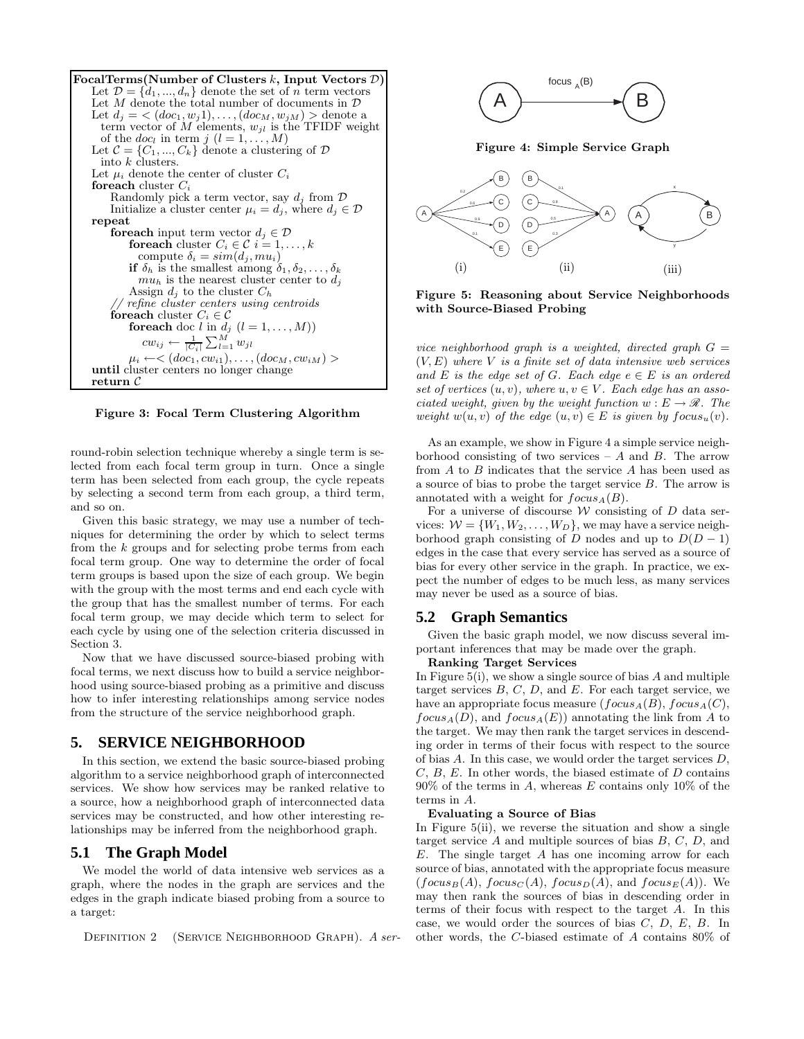```
FocalTerms(Number of Clusters k, Input Vectors D)
  Let D = {d_1, ..., d_n} denote the set of n term vectors
  Let M denote the total number of documents in D
  Let d_j = < (doc_1, w_j1), ..., (doc_M, w_jM) > denote a
    term vector of M elements, w_jl is the TFIDF weight
    of the doc_l in term j (l = 1, ..., M)
  Let C = {C_1, ..., C_k} denote a clustering of D
    into k clusters.
  Let μ_i denote the center of cluster C_i
  foreach cluster C_i
      Randomly pick a term vector, say d_j from D
      Initialize a cluster center μ_i = d_j, where d_j ∈ D
  repeat
      foreach input term vector d_j ∈ D
          foreach cluster C_i ∈ C i = 1, ..., k
              compute δ_i = sim(d_j, mu_i)
          if δ_h is the smallest among δ_1, δ_2, ..., δ_k
              mu_h is the nearest cluster center to d_j
          Assign d_j to the cluster C_h
      // refine cluster centers using centroids
      foreach cluster C_i ∈ C
          foreach doc l in d_j (l = 1, ..., M))
              cw_ij ← (1/|C_i|) Σ_{l=1}^{M} w_jl
          μ_i ← < (doc_1, cw_i1), ..., (doc_M, cw_iM) >
  until cluster centers no longer change
  return C
```

**Figure 3: Focal Term Clustering Algorithm**

round-robin selection technique whereby a single term is selected from each focal term group in turn. Once a single term has been selected from each group, the cycle repeats by selecting a second term from each group, a third term, and so on.

Given this basic strategy, we may use a number of techniques for determining the order by which to select terms from the $k$ groups and for selecting probe terms from each focal term group. One way to determine the order of focal term groups is based upon the size of each group. We begin with the group with the most terms and end each cycle with the group that has the smallest number of terms. For each focal term group, we may decide which term to select for each cycle by using one of the selection criteria discussed in Section 3.

Now that we have discussed source-biased probing with focal terms, we next discuss how to build a service neighborhood using source-biased probing as a primitive and discuss how to infer interesting relationships among service nodes from the structure of the service neighborhood graph.

## 5. SERVICE NEIGHBORHOOD

In this section, we extend the basic source-biased probing algorithm to a service neighborhood graph of interconnected services. We show how services may be ranked relative to a source, how a neighborhood graph of interconnected data services may be constructed, and how other interesting relationships may be inferred from the neighborhood graph.

### 5.1 The Graph Model

We model the world of data intensive web services as a graph, where the nodes in the graph are services and the edges in the graph indicate biased probing from a source to a target:

DEFINITION 2 (SERVICE NEIGHBORHOOD GRAPH). *A service neighborhood graph is a weighted, directed graph $G = (V, E)$ where $V$ is a finite set of data intensive web services and $E$ is the edge set of $G$. Each edge $e \in E$ is an ordered set of vertices $(u, v)$, where $u, v \in V$. Each edge has an associated weight, given by the weight function $w : E \rightarrow \mathscr{R}$. The weight $w(u, v)$ of the edge $(u, v) \in E$ is given by $focus_u(v)$.*

**Figure 4: Simple Service Graph**

**Figure 5: Reasoning about Service Neighborhoods with Source-Biased Probing**

As an example, we show in Figure 4 a simple service neighborhood consisting of two services – $A$ and $B$. The arrow from $A$ to $B$ indicates that the service $A$ has been used as a source of bias to probe the target service $B$. The arrow is annotated with a weight for $focus_A(B)$.

For a universe of discourse $\mathcal{W}$ consisting of $D$ data services: $\mathcal{W} = \{W_1, W_2, \ldots, W_D\}$, we may have a service neighborhood graph consisting of $D$ nodes and up to $D(D-1)$ edges in the case that every service has served as a source of bias for every other service in the graph. In practice, we expect the number of edges to be much less, as many services may never be used as a source of bias.

### 5.2 Graph Semantics

Given the basic graph model, we now discuss several important inferences that may be made over the graph.

**Ranking Target Services**

In Figure 5(i), we show a single source of bias $A$ and multiple target services $B$, $C$, $D$, and $E$. For each target service, we have an appropriate focus measure ($focus_A(B)$, $focus_A(C)$, $focus_A(D)$, and $focus_A(E)$) annotating the link from $A$ to the target. We may then rank the target services in descending order in terms of their focus with respect to the source of bias $A$. In this case, we would order the target services $D$, $C$, $B$, $E$. In other words, the biased estimate of $D$ contains 90% of the terms in $A$, whereas $E$ contains only 10% of the terms in $A$.

**Evaluating a Source of Bias**

In Figure 5(ii), we reverse the situation and show a single target service $A$ and multiple sources of bias $B$, $C$, $D$, and $E$. The single target $A$ has one incoming arrow for each source of bias, annotated with the appropriate focus measure ($focus_B(A)$, $focus_C(A)$, $focus_D(A)$, and $focus_E(A)$). We may then rank the sources of bias in descending order in terms of their focus with respect to the target $A$. In this case, we would order the sources of bias $C$, $D$, $E$, $B$. In other words, the $C$-biased estimate of $A$ contains 80% of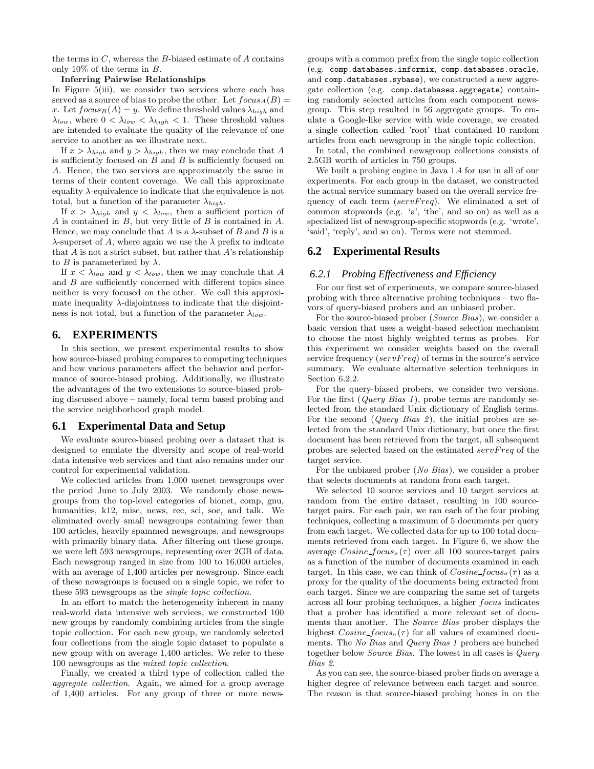the terms in $C$, whereas the $B$-biased estimate of $A$ contains only 10% of the terms in $B$.

**Inferring Pairwise Relationships**

In Figure 5(iii), we consider two services where each has served as a source of bias to probe the other. Let $focus_A(B) = x$. Let $focus_B(A) = y$. We define threshold values $\lambda_{high}$ and $\lambda_{low}$, where $0 < \lambda_{low} < \lambda_{high} < 1$. These threshold values are intended to evaluate the quality of the relevance of one service to another as we illustrate next.

If $x > \lambda_{high}$ and $y > \lambda_{high}$, then we may conclude that $A$ is sufficiently focused on $B$ and $B$ is sufficiently focused on $A$. Hence, the two services are approximately the same in terms of their content coverage. We call this approximate equality $\lambda$-equivalence to indicate that the equivalence is not total, but a function of the parameter $\lambda_{high}$.

If $x > \lambda_{high}$ and $y < \lambda_{low}$, then a sufficient portion of $A$ is contained in $B$, but very little of $B$ is contained in $A$. Hence, we may conclude that $A$ is a $\lambda$-subset of $B$ and $B$ is a $\lambda$-superset of $A$, where again we use the $\lambda$ prefix to indicate that $A$ is not a strict subset, but rather that $A$'s relationship to $B$ is parameterized by $\lambda$.

If $x < \lambda_{low}$ and $y < \lambda_{low}$, then we may conclude that $A$ and $B$ are sufficiently concerned with different topics since neither is very focused on the other. We call this approximate inequality $\lambda$-disjointness to indicate that the disjointness is not total, but a function of the parameter $\lambda_{low}$.

## 6. EXPERIMENTS

In this section, we present experimental results to show how source-biased probing compares to competing techniques and how various parameters affect the behavior and performance of source-biased probing. Additionally, we illustrate the advantages of the two extensions to source-biased probing discussed above – namely, focal term based probing and the service neighborhood graph model.

### 6.1 Experimental Data and Setup

We evaluate source-biased probing over a dataset that is designed to emulate the diversity and scope of real-world data intensive web services and that also remains under our control for experimental validation.

We collected articles from 1,000 usenet newsgroups over the period June to July 2003. We randomly chose newsgroups from the top-level categories of bionet, comp, gnu, humanities, k12, misc, news, rec, sci, soc, and talk. We eliminated overly small newsgroups containing fewer than 100 articles, heavily spammed newsgroups, and newsgroups with primarily binary data. After filtering out these groups, we were left 593 newsgroups, representing over 2GB of data. Each newsgroup ranged in size from 100 to 16,000 articles, with an average of 1,400 articles per newsgroup. Since each of these newsgroups is focused on a single topic, we refer to these 593 newsgroups as the *single topic collection*.

In an effort to match the heterogeneity inherent in many real-world data intensive web services, we constructed 100 new groups by randomly combining articles from the single topic collection. For each new group, we randomly selected four collections from the single topic dataset to populate a new group with on average 1,400 articles. We refer to these 100 newsgroups as the *mixed topic collection*.

Finally, we created a third type of collection called the *aggregate collection*. Again, we aimed for a group average of 1,400 articles. For any group of three or more newsgroups with a common prefix from the single topic collection (e.g. `comp.databases.informix`, `comp.databases.oracle`, and `comp.databases.sybase`), we constructed a new aggregate collection (e.g. `comp.databases.aggregate`) containing randomly selected articles from each component newsgroup. This step resulted in 56 aggregate groups. To emulate a Google-like service with wide coverage, we created a single collection called 'root' that contained 10 random articles from each newsgroup in the single topic collection.

In total, the combined newsgroup collections consists of 2.5GB worth of articles in 750 groups.

We built a probing engine in Java 1.4 for use in all of our experiments. For each group in the dataset, we constructed the actual service summary based on the overall service frequency of each term ($servFreq$). We eliminated a set of common stopwords (e.g. 'a', 'the', and so on) as well as a specialized list of newsgroup-specific stopwords (e.g. 'wrote', 'said', 'reply', and so on). Terms were not stemmed.

### 6.2 Experimental Results

#### 6.2.1 Probing Effectiveness and Efficiency

For our first set of experiments, we compare source-biased probing with three alternative probing techniques – two flavors of query-biased probers and an unbiased prober.

For the source-biased prober (*Source Bias*), we consider a basic version that uses a weight-based selection mechanism to choose the most highly weighted terms as probes. For this experiment we consider weights based on the overall service frequency ($servFreq$) of terms in the source's service summary. We evaluate alternative selection techniques in Section 6.2.2.

For the query-biased probers, we consider two versions. For the first (*Query Bias 1*), probe terms are randomly selected from the standard Unix dictionary of English terms. For the second (*Query Bias 2*), the initial probes are selected from the standard Unix dictionary, but once the first document has been retrieved from the target, all subsequent probes are selected based on the estimated $servFreq$ of the target service.

For the unbiased prober (*No Bias*), we consider a prober that selects documents at random from each target.

We selected 10 source services and 10 target services at random from the entire dataset, resulting in 100 source-target pairs. For each pair, we ran each of the four probing techniques, collecting a maximum of 5 documents per query from each target. We collected data for up to 100 total documents retrieved from each target. In Figure 6, we show the average $Cosine\_focus_\sigma(\tau)$ over all 100 source-target pairs as a function of the number of documents examined in each target. In this case, we can think of $Cosine\_focus_\sigma(\tau)$ as a proxy for the quality of the documents being extracted from each target. Since we are comparing the same set of targets across all four probing techniques, a higher $focus$ indicates that a prober has identified a more relevant set of documents than another. The *Source Bias* prober displays the highest $Cosine\_focus_\sigma(\tau)$ for all values of examined documents. The *No Bias* and *Query Bias 1* probers are bunched together below *Source Bias*. The lowest in all cases is *Query Bias 2*.

As you can see, the source-biased prober finds on average a higher degree of relevance between each target and source. The reason is that source-biased probing hones in on the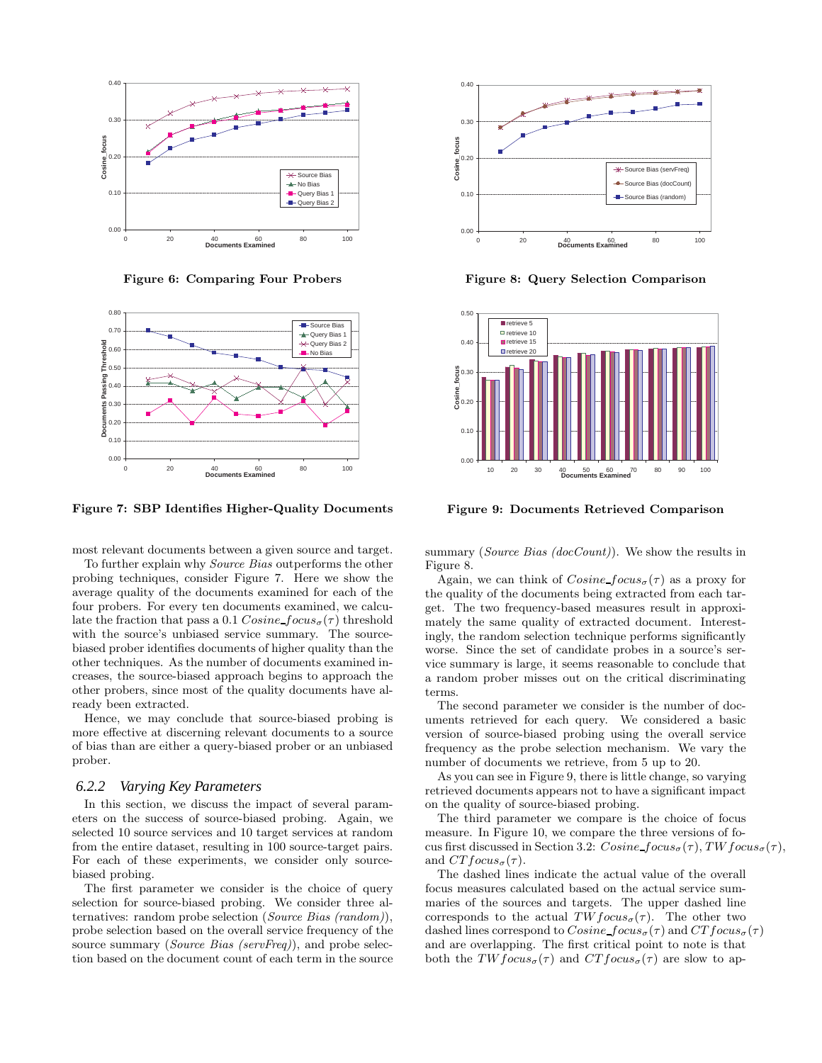Figure 6: Comparing Four Probers

Figure 7: SBP Identifies Higher-Quality Documents

Figure 8: Query Selection Comparison

Figure 9: Documents Retrieved Comparison

most relevant documents between a given source and target.

To further explain why *Source Bias* outperforms the other probing techniques, consider Figure 7. Here we show the average quality of the documents examined for each of the four probers. For every ten documents examined, we calculate the fraction that pass a 0.1 $Cosine\_focus_{\sigma}(\tau)$ threshold with the source's unbiased service summary. The source-biased prober identifies documents of higher quality than the other techniques. As the number of documents examined increases, the source-biased approach begins to approach the other probers, since most of the quality documents have already been extracted.

Hence, we may conclude that source-biased probing is more effective at discerning relevant documents to a source of bias than are either a query-biased prober or an unbiased prober.

### 6.2.2 Varying Key Parameters

In this section, we discuss the impact of several parameters on the success of source-biased probing. Again, we selected 10 source services and 10 target services at random from the entire dataset, resulting in 100 source-target pairs. For each of these experiments, we consider only source-biased probing.

The first parameter we consider is the choice of query selection for source-biased probing. We consider three alternatives: random probe selection (*Source Bias (random)*), probe selection based on the overall service frequency of the source summary (*Source Bias (servFreq)*), and probe selection based on the document count of each term in the source summary (*Source Bias (docCount)*). We show the results in Figure 8.

Again, we can think of $Cosine\_focus_{\sigma}(\tau)$ as a proxy for the quality of the documents being extracted from each target. The two frequency-based measures result in approximately the same quality of extracted document. Interestingly, the random selection technique performs significantly worse. Since the set of candidate probes in a source's service summary is large, it seems reasonable to conclude that a random prober misses out on the critical discriminating terms.

The second parameter we consider is the number of documents retrieved for each query. We considered a basic version of source-biased probing using the overall service frequency as the probe selection mechanism. We vary the number of documents we retrieve, from 5 up to 20.

As you can see in Figure 9, there is little change, so varying retrieved documents appears not to have a significant impact on the quality of source-biased probing.

The third parameter we compare is the choice of focus measure. In Figure 10, we compare the three versions of focus first discussed in Section 3.2: $Cosine\_focus_{\sigma}(\tau), TWfocus_{\sigma}(\tau)$, and $CTfocus_{\sigma}(\tau)$.

The dashed lines indicate the actual value of the overall focus measures calculated based on the actual service summaries of the sources and targets. The upper dashed line corresponds to the actual $TWfocus_{\sigma}(\tau)$. The other two dashed lines correspond to $Cosine\_focus_{\sigma}(\tau)$ and $CTfocus_{\sigma}(\tau)$ and are overlapping. The first critical point to note is that both the $TWfocus_{\sigma}(\tau)$ and $CTfocus_{\sigma}(\tau)$ are slow to ap-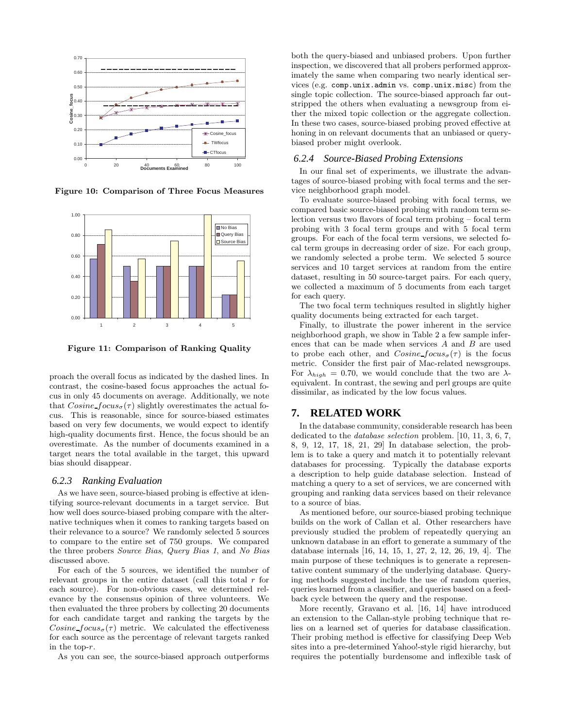Figure 10: Comparison of Three Focus Measures

Figure 11: Comparison of Ranking Quality

proach the overall focus as indicated by the dashed lines. In contrast, the cosine-based focus approaches the actual focus in only 45 documents on average. Additionally, we note that $Cosine\_focus_{\sigma}(\tau)$ slightly overestimates the actual focus. This is reasonable, since for source-biased estimates based on very few documents, we would expect to identify high-quality documents first. Hence, the focus should be an overestimate. As the number of documents examined in a target nears the total available in the target, this upward bias should disappear.

### 6.2.3 Ranking Evaluation

As we have seen, source-biased probing is effective at identifying source-relevant documents in a target service. But how well does source-biased probing compare with the alternative techniques when it comes to ranking targets based on their relevance to a source? We randomly selected 5 sources to compare to the entire set of 750 groups. We compared the three probers *Source Bias*, *Query Bias 1*, and *No Bias* discussed above.

For each of the 5 sources, we identified the number of relevant groups in the entire dataset (call this total $r$ for each source). For non-obvious cases, we determined relevance by the consensus opinion of three volunteers. We then evaluated the three probers by collecting 20 documents for each candidate target and ranking the targets by the $Cosine\_focus_{\sigma}(\tau)$ metric. We calculated the effectiveness for each source as the percentage of relevant targets ranked in the top-$r$.

As you can see, the source-biased approach outperforms both the query-biased and unbiased probers. Upon further inspection, we discovered that all probers performed approximately the same when comparing two nearly identical services (e.g. `comp.unix.admin` vs. `comp.unix.misc`) from the single topic collection. The source-biased approach far outstripped the others when evaluating a newsgroup from either the mixed topic collection or the aggregate collection. In these two cases, source-biased probing proved effective at honing in on relevant documents that an unbiased or query-biased prober might overlook.

### 6.2.4 Source-Biased Probing Extensions

In our final set of experiments, we illustrate the advantages of source-biased probing with focal terms and the service neighborhood graph model.

To evaluate source-biased probing with focal terms, we compared basic source-biased probing with random term selection versus two flavors of focal term probing – focal term probing with 3 focal term groups and with 5 focal term groups. For each of the focal term versions, we selected focal term groups in decreasing order of size. For each group, we randomly selected a probe term. We selected 5 source services and 10 target services at random from the entire dataset, resulting in 50 source-target pairs. For each query, we collected a maximum of 5 documents from each target for each query.

The two focal term techniques resulted in slightly higher quality documents being extracted for each target.

Finally, to illustrate the power inherent in the service neighborhood graph, we show in Table 2 a few sample inferences that can be made when services $A$ and $B$ are used to probe each other, and $Cosine\_focus_{\sigma}(\tau)$ is the focus metric. Consider the first pair of Mac-related newsgroups. For $\lambda_{high} = 0.70$, we would conclude that the two are $\lambda$-equivalent. In contrast, the sewing and perl groups are quite dissimilar, as indicated by the low focus values.

## 7. RELATED WORK

In the database community, considerable research has been dedicated to the *database selection* problem. [10, 11, 3, 6, 7, 8, 9, 12, 17, 18, 21, 29] In database selection, the problem is to take a query and match it to potentially relevant databases for processing. Typically the database exports a description to help guide database selection. Instead of matching a query to a set of services, we are concerned with grouping and ranking data services based on their relevance to a source of bias.

As mentioned before, our source-biased probing technique builds on the work of Callan et al. Other researchers have previously studied the problem of repeatedly querying an unknown database in an effort to generate a summary of the database internals [16, 14, 15, 1, 27, 2, 12, 26, 19, 4]. The main purpose of these techniques is to generate a representative content summary of the underlying database. Querying methods suggested include the use of random queries, queries learned from a classifier, and queries based on a feedback cycle between the query and the response.

More recently, Gravano et al. [16, 14] have introduced an extension to the Callan-style probing technique that relies on a learned set of queries for database classification. Their probing method is effective for classifying Deep Web sites into a pre-determined Yahoo!-style rigid hierarchy, but requires the potentially burdensome and inflexible task of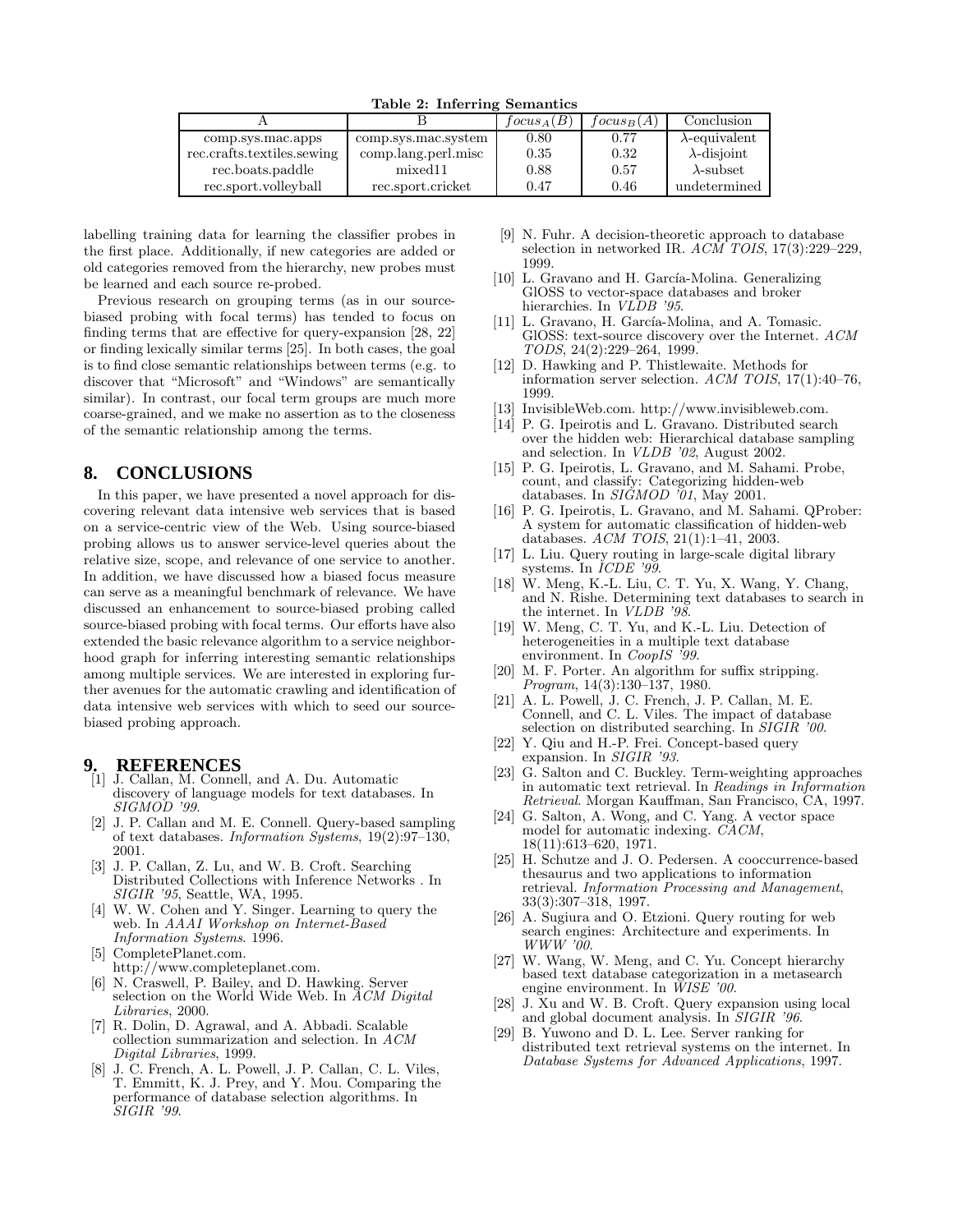Table 2: Inferring Semantics

| A | B | $focus_A(B)$ | $focus_B(A)$ | Conclusion |
|---|---|---|---|---|
| comp.sys.mac.apps | comp.sys.mac.system | 0.80 | 0.77 | $\lambda$-equivalent |
| rec.crafts.textiles.sewing | comp.lang.perl.misc | 0.35 | 0.32 | $\lambda$-disjoint |
| rec.boats.paddle | mixed11 | 0.88 | 0.57 | $\lambda$-subset |
| rec.sport.volleyball | rec.sport.cricket | 0.47 | 0.46 | undetermined |

labelling training data for learning the classifier probes in the first place. Additionally, if new categories are added or old categories removed from the hierarchy, new probes must be learned and each source re-probed.

Previous research on grouping terms (as in our source-biased probing with focal terms) has tended to focus on finding terms that are effective for query-expansion [28, 22] or finding lexically similar terms [25]. In both cases, the goal is to find close semantic relationships between terms (e.g. to discover that "Microsoft" and "Windows" are semantically similar). In contrast, our focal term groups are much more coarse-grained, and we make no assertion as to the closeness of the semantic relationship among the terms.

## 8. CONCLUSIONS

In this paper, we have presented a novel approach for discovering relevant data intensive web services that is based on a service-centric view of the Web. Using source-biased probing allows us to answer service-level queries about the relative size, scope, and relevance of one service to another. In addition, we have discussed how a biased focus measure can serve as a meaningful benchmark of relevance. We have discussed an enhancement to source-biased probing called source-biased probing with focal terms. Our efforts have also extended the basic relevance algorithm to a service neighborhood graph for inferring interesting semantic relationships among multiple services. We are interested in exploring further avenues for the automatic crawling and identification of data intensive web services with which to seed our source-biased probing approach.

## 9. REFERENCES

[1] J. Callan, M. Connell, and A. Du. Automatic discovery of language models for text databases. In *SIGMOD '99*.

[2] J. P. Callan and M. E. Connell. Query-based sampling of text databases. *Information Systems*, 19(2):97–130, 2001.

[3] J. P. Callan, Z. Lu, and W. B. Croft. Searching Distributed Collections with Inference Networks . In *SIGIR '95*, Seattle, WA, 1995.

[4] W. W. Cohen and Y. Singer. Learning to query the web. In *AAAI Workshop on Internet-Based Information Systems*. 1996.

[5] CompletePlanet.com. http://www.completeplanet.com.

[6] N. Craswell, P. Bailey, and D. Hawking. Server selection on the World Wide Web. In *ACM Digital Libraries*, 2000.

[7] R. Dolin, D. Agrawal, and A. Abbadi. Scalable collection summarization and selection. In *ACM Digital Libraries*, 1999.

[8] J. C. French, A. L. Powell, J. P. Callan, C. L. Viles, T. Emmitt, K. J. Prey, and Y. Mou. Comparing the performance of database selection algorithms. In *SIGIR '99*.

[9] N. Fuhr. A decision-theoretic approach to database selection in networked IR. *ACM TOIS*, 17(3):229–229, 1999.

[10] L. Gravano and H. García-Molina. Generalizing GlOSS to vector-space databases and broker hierarchies. In *VLDB '95*.

[11] L. Gravano, H. García-Molina, and A. Tomasic. GlOSS: text-source discovery over the Internet. *ACM TODS*, 24(2):229–264, 1999.

[12] D. Hawking and P. Thistlewaite. Methods for information server selection. *ACM TOIS*, 17(1):40–76, 1999.

[13] InvisibleWeb.com. http://www.invisibleweb.com.

[14] P. G. Ipeirotis and L. Gravano. Distributed search over the hidden web: Hierarchical database sampling and selection. In *VLDB '02*, August 2002.

[15] P. G. Ipeirotis, L. Gravano, and M. Sahami. Probe, count, and classify: Categorizing hidden-web databases. In *SIGMOD '01*, May 2001.

[16] P. G. Ipeirotis, L. Gravano, and M. Sahami. QProber: A system for automatic classification of hidden-web databases. *ACM TOIS*, 21(1):1–41, 2003.

[17] L. Liu. Query routing in large-scale digital library systems. In *ICDE '99*.

[18] W. Meng, K.-L. Liu, C. T. Yu, X. Wang, Y. Chang, and N. Rishe. Determining text databases to search in the internet. In *VLDB '98*.

[19] W. Meng, C. T. Yu, and K.-L. Liu. Detection of heterogeneities in a multiple text database environment. In *CoopIS '99*.

[20] M. F. Porter. An algorithm for suffix stripping. *Program*, 14(3):130–137, 1980.

[21] A. L. Powell, J. C. French, J. P. Callan, M. E. Connell, and C. L. Viles. The impact of database selection on distributed searching. In *SIGIR '00*.

[22] Y. Qiu and H.-P. Frei. Concept-based query expansion. In *SIGIR '93*.

[23] G. Salton and C. Buckley. Term-weighting approaches in automatic text retrieval. In *Readings in Information Retrieval*. Morgan Kauffman, San Francisco, CA, 1997.

[24] G. Salton, A. Wong, and C. Yang. A vector space model for automatic indexing. *CACM*, 18(11):613–620, 1971.

[25] H. Schutze and J. O. Pedersen. A cooccurrence-based thesaurus and two applications to information retrieval. *Information Processing and Management*, 33(3):307–318, 1997.

[26] A. Sugiura and O. Etzioni. Query routing for web search engines: Architecture and experiments. In *WWW '00*.

[27] W. Wang, W. Meng, and C. Yu. Concept hierarchy based text database categorization in a metasearch engine environment. In *WISE '00*.

[28] J. Xu and W. B. Croft. Query expansion using local and global document analysis. In *SIGIR '96*.

[29] B. Yuwono and D. L. Lee. Server ranking for distributed text retrieval systems on the internet. In *Database Systems for Advanced Applications*, 1997.